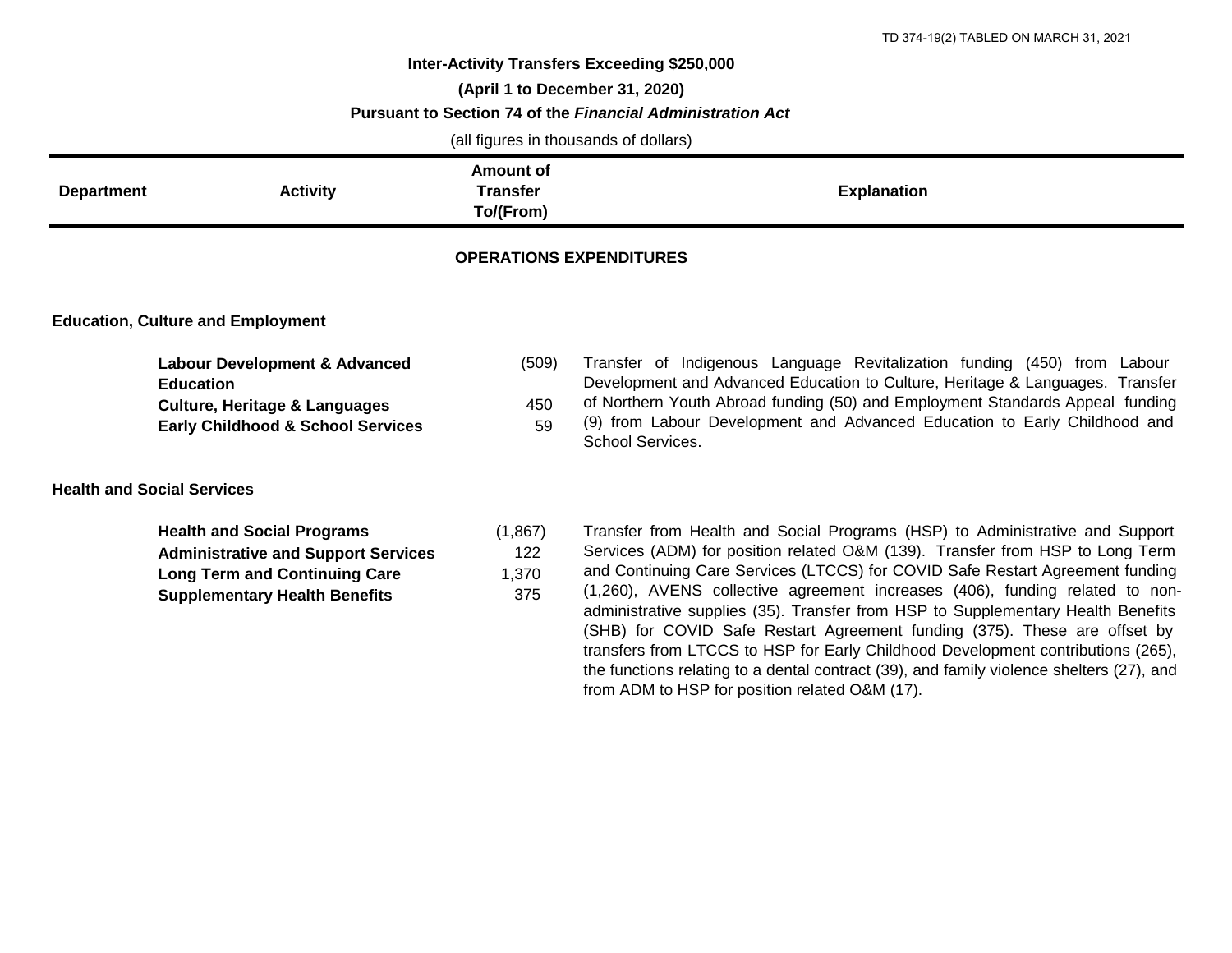TD 374-19(2) TABLED ON MARCH 31, 2021

**Inter-Activity Transfers Exceeding $250,000**

**(April 1 to December 31, 2020)**

**Pursuant to Section 74 of the *Financial Administration Act***

(all figures in thousands of dollars)

| Department | Activity | Amount of Transfer To/(From) | Explanation |
|---|---|---|---|
| **OPERATIONS EXPENDITURES** | | | |
| **Education, Culture and Employment** | | | |
| | **Labour Development & Advanced Education** | (509) | Transfer of Indigenous Language Revitalization funding (450) from Labour Development and Advanced Education to Culture, Heritage & Languages. Transfer of Northern Youth Abroad funding (50) and Employment Standards Appeal funding (9) from Labour Development and Advanced Education to Early Childhood and School Services. |
| | **Culture, Heritage & Languages** | 450 | |
| | **Early Childhood & School Services** | 59 | |
| **Health and Social Services** | | | |
| | **Health and Social Programs** | (1,867) | Transfer from Health and Social Programs (HSP) to Administrative and Support Services (ADM) for position related O&M (139). Transfer from HSP to Long Term and Continuing Care Services (LTCCS) for COVID Safe Restart Agreement funding (1,260), AVENS collective agreement increases (406), funding related to non-administrative supplies (35). Transfer from HSP to Supplementary Health Benefits (SHB) for COVID Safe Restart Agreement funding (375). These are offset by transfers from LTCCS to HSP for Early Childhood Development contributions (265), the functions relating to a dental contract (39), and family violence shelters (27), and from ADM to HSP for position related O&M (17). |
| | **Administrative and Support Services** | 122 | |
| | **Long Term and Continuing Care** | 1,370 | |
| | **Supplementary Health Benefits** | 375 | |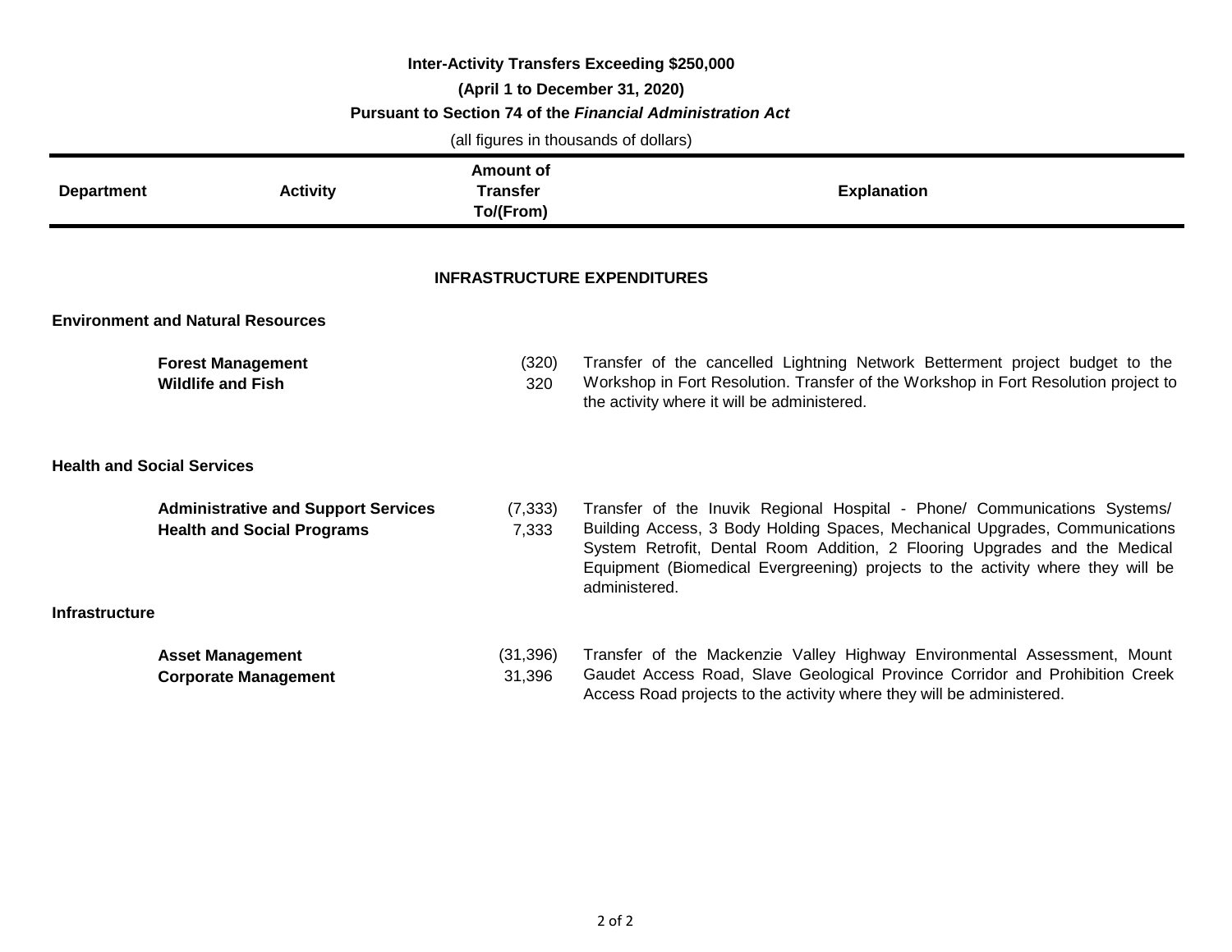**Inter-Activity Transfers Exceeding $250,000**

**(April 1 to December 31, 2020)**

**Pursuant to Section 74 of the *Financial Administration Act***

(all figures in thousands of dollars)

| Department | Activity | Amount of Transfer To/(From) | Explanation |
|---|---|---|---|
| | | | **INFRASTRUCTURE EXPENDITURES** |
| **Environment and Natural Resources** | | | |
| | **Forest Management** | (320) | Transfer of the cancelled Lightning Network Betterment project budget to the Workshop in Fort Resolution. Transfer of the Workshop in Fort Resolution project to the activity where it will be administered. |
| | **Wildlife and Fish** | 320 | |
| **Health and Social Services** | | | |
| | **Administrative and Support Services** | (7,333) | Transfer of the Inuvik Regional Hospital - Phone/ Communications Systems/ Building Access, 3 Body Holding Spaces, Mechanical Upgrades, Communications System Retrofit, Dental Room Addition, 2 Flooring Upgrades and the Medical Equipment (Biomedical Evergreening) projects to the activity where they will be administered. |
| | **Health and Social Programs** | 7,333 | |
| **Infrastructure** | | | |
| | **Asset Management** | (31,396) | Transfer of the Mackenzie Valley Highway Environmental Assessment, Mount Gaudet Access Road, Slave Geological Province Corridor and Prohibition Creek Access Road projects to the activity where they will be administered. |
| | **Corporate Management** | 31,396 | |